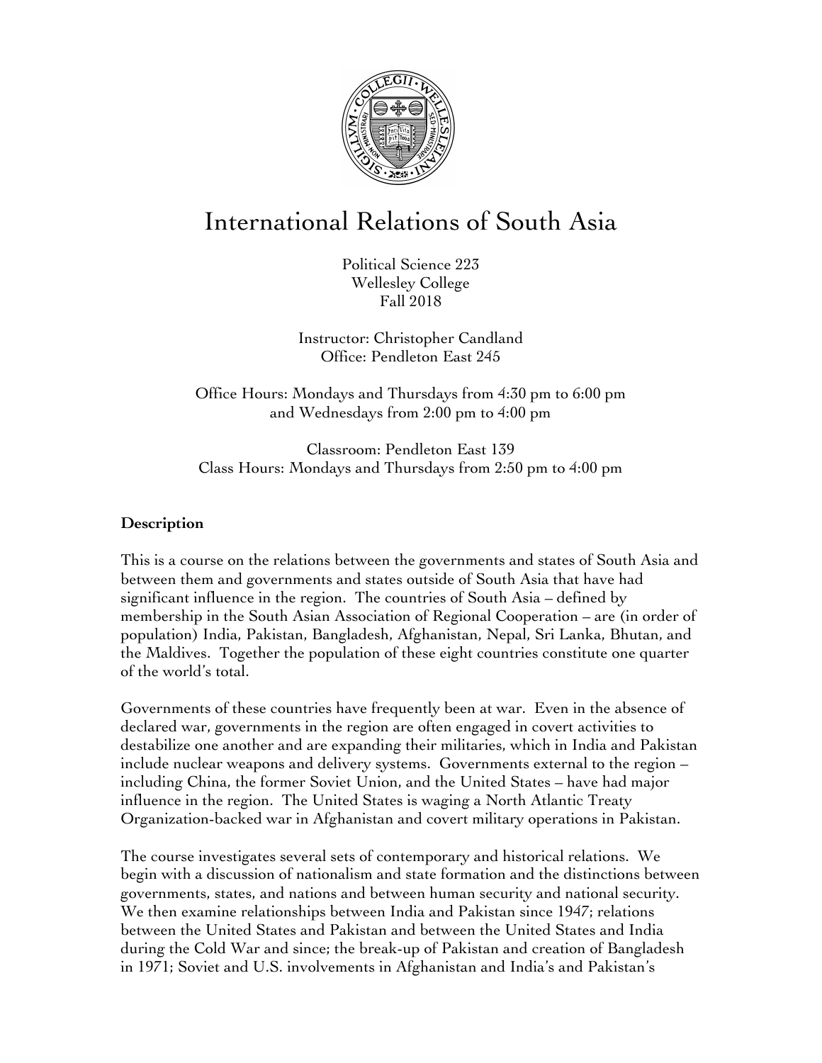# International Relations of South Asia

Political Science 223
Wellesley College
Fall 2018

Instructor: Christopher Candland
Office: Pendleton East 245

Office Hours: Mondays and Thursdays from 4:30 pm to 6:00 pm
and Wednesdays from 2:00 pm to 4:00 pm

Classroom: Pendleton East 139
Class Hours: Mondays and Thursdays from 2:50 pm to 4:00 pm

**Description**

This is a course on the relations between the governments and states of South Asia and between them and governments and states outside of South Asia that have had significant influence in the region. The countries of South Asia – defined by membership in the South Asian Association of Regional Cooperation – are (in order of population) India, Pakistan, Bangladesh, Afghanistan, Nepal, Sri Lanka, Bhutan, and the Maldives. Together the population of these eight countries constitute one quarter of the world's total.

Governments of these countries have frequently been at war. Even in the absence of declared war, governments in the region are often engaged in covert activities to destabilize one another and are expanding their militaries, which in India and Pakistan include nuclear weapons and delivery systems. Governments external to the region – including China, the former Soviet Union, and the United States – have had major influence in the region. The United States is waging a North Atlantic Treaty Organization-backed war in Afghanistan and covert military operations in Pakistan.

The course investigates several sets of contemporary and historical relations. We begin with a discussion of nationalism and state formation and the distinctions between governments, states, and nations and between human security and national security. We then examine relationships between India and Pakistan since 1947; relations between the United States and Pakistan and between the United States and India during the Cold War and since; the break-up of Pakistan and creation of Bangladesh in 1971; Soviet and U.S. involvements in Afghanistan and India's and Pakistan's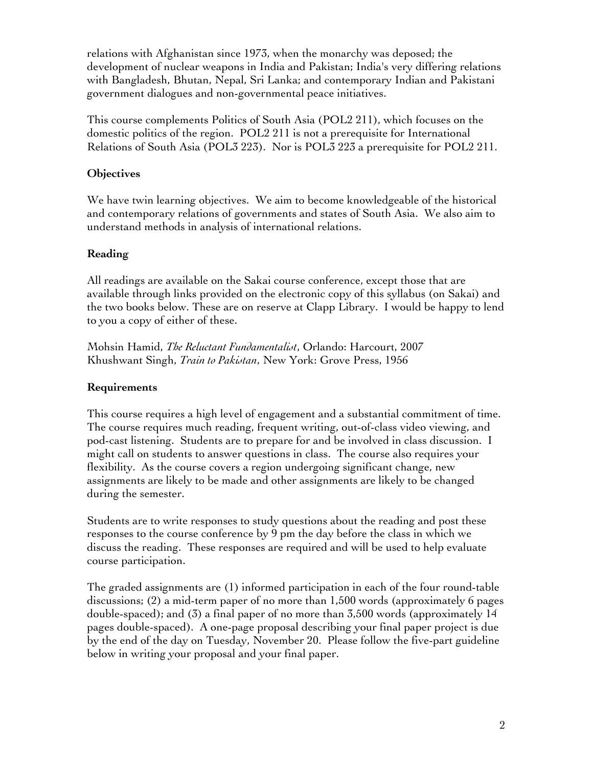relations with Afghanistan since 1973, when the monarchy was deposed; the development of nuclear weapons in India and Pakistan; India's very differing relations with Bangladesh, Bhutan, Nepal, Sri Lanka; and contemporary Indian and Pakistani government dialogues and non-governmental peace initiatives.

This course complements Politics of South Asia (POL2 211), which focuses on the domestic politics of the region. POL2 211 is not a prerequisite for International Relations of South Asia (POL3 223). Nor is POL3 223 a prerequisite for POL2 211.

**Objectives**

We have twin learning objectives. We aim to become knowledgeable of the historical and contemporary relations of governments and states of South Asia. We also aim to understand methods in analysis of international relations.

**Reading**

All readings are available on the Sakai course conference, except those that are available through links provided on the electronic copy of this syllabus (on Sakai) and the two books below. These are on reserve at Clapp Library. I would be happy to lend to you a copy of either of these.

Mohsin Hamid, *The Reluctant Fundamentalist*, Orlando: Harcourt, 2007
Khushwant Singh, *Train to Pakistan*, New York: Grove Press, 1956

**Requirements**

This course requires a high level of engagement and a substantial commitment of time. The course requires much reading, frequent writing, out-of-class video viewing, and pod-cast listening. Students are to prepare for and be involved in class discussion. I might call on students to answer questions in class. The course also requires your flexibility. As the course covers a region undergoing significant change, new assignments are likely to be made and other assignments are likely to be changed during the semester.

Students are to write responses to study questions about the reading and post these responses to the course conference by 9 pm the day before the class in which we discuss the reading. These responses are required and will be used to help evaluate course participation.

The graded assignments are (1) informed participation in each of the four round-table discussions; (2) a mid-term paper of no more than 1,500 words (approximately 6 pages double-spaced); and (3) a final paper of no more than 3,500 words (approximately 14 pages double-spaced). A one-page proposal describing your final paper project is due by the end of the day on Tuesday, November 20. Please follow the five-part guideline below in writing your proposal and your final paper.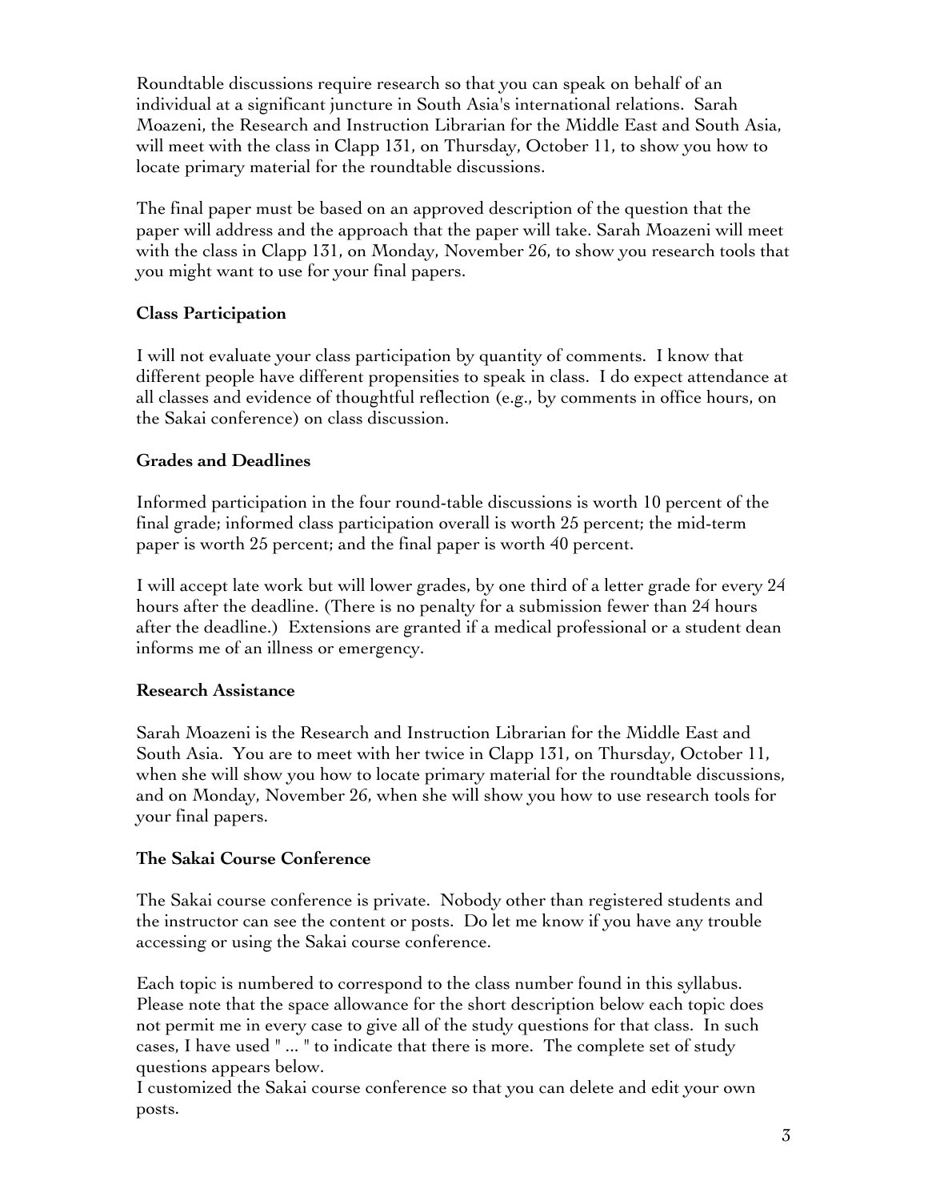Roundtable discussions require research so that you can speak on behalf of an individual at a significant juncture in South Asia's international relations. Sarah Moazeni, the Research and Instruction Librarian for the Middle East and South Asia, will meet with the class in Clapp 131, on Thursday, October 11, to show you how to locate primary material for the roundtable discussions.

The final paper must be based on an approved description of the question that the paper will address and the approach that the paper will take. Sarah Moazeni will meet with the class in Clapp 131, on Monday, November 26, to show you research tools that you might want to use for your final papers.

**Class Participation**

I will not evaluate your class participation by quantity of comments. I know that different people have different propensities to speak in class. I do expect attendance at all classes and evidence of thoughtful reflection (e.g., by comments in office hours, on the Sakai conference) on class discussion.

**Grades and Deadlines**

Informed participation in the four round-table discussions is worth 10 percent of the final grade; informed class participation overall is worth 25 percent; the mid-term paper is worth 25 percent; and the final paper is worth 40 percent.

I will accept late work but will lower grades, by one third of a letter grade for every 24 hours after the deadline. (There is no penalty for a submission fewer than 24 hours after the deadline.) Extensions are granted if a medical professional or a student dean informs me of an illness or emergency.

**Research Assistance**

Sarah Moazeni is the Research and Instruction Librarian for the Middle East and South Asia. You are to meet with her twice in Clapp 131, on Thursday, October 11, when she will show you how to locate primary material for the roundtable discussions, and on Monday, November 26, when she will show you how to use research tools for your final papers.

**The Sakai Course Conference**

The Sakai course conference is private. Nobody other than registered students and the instructor can see the content or posts. Do let me know if you have any trouble accessing or using the Sakai course conference.

Each topic is numbered to correspond to the class number found in this syllabus. Please note that the space allowance for the short description below each topic does not permit me in every case to give all of the study questions for that class. In such cases, I have used " ... " to indicate that there is more. The complete set of study questions appears below.
I customized the Sakai course conference so that you can delete and edit your own posts.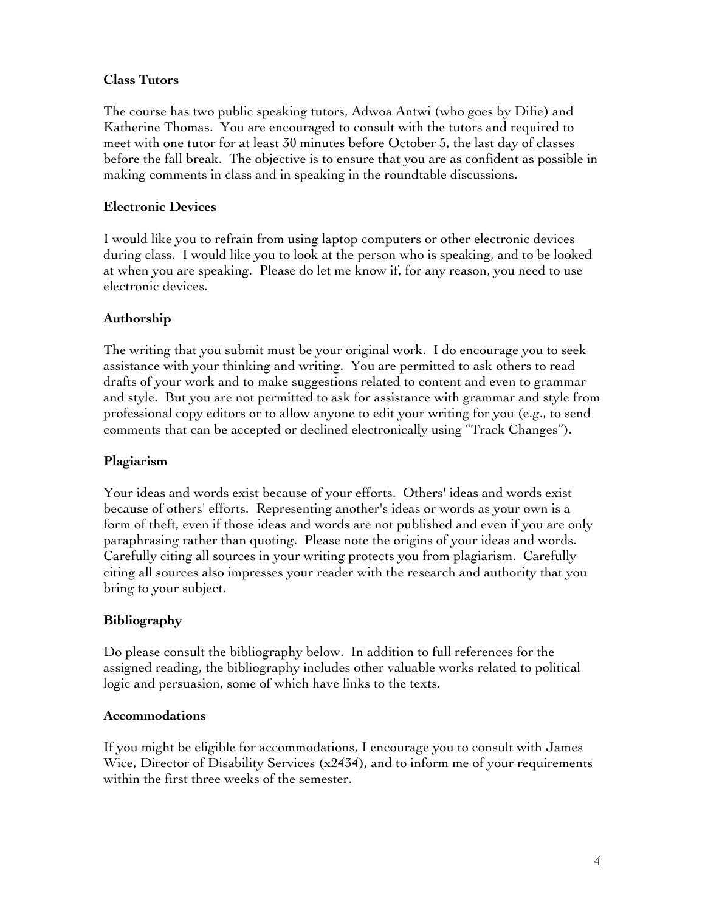**Class Tutors**

The course has two public speaking tutors, Adwoa Antwi (who goes by Difie) and Katherine Thomas. You are encouraged to consult with the tutors and required to meet with one tutor for at least 30 minutes before October 5, the last day of classes before the fall break. The objective is to ensure that you are as confident as possible in making comments in class and in speaking in the roundtable discussions.

**Electronic Devices**

I would like you to refrain from using laptop computers or other electronic devices during class. I would like you to look at the person who is speaking, and to be looked at when you are speaking. Please do let me know if, for any reason, you need to use electronic devices.

**Authorship**

The writing that you submit must be your original work. I do encourage you to seek assistance with your thinking and writing. You are permitted to ask others to read drafts of your work and to make suggestions related to content and even to grammar and style. But you are not permitted to ask for assistance with grammar and style from professional copy editors or to allow anyone to edit your writing for you (e.g., to send comments that can be accepted or declined electronically using "Track Changes").

**Plagiarism**

Your ideas and words exist because of your efforts. Others' ideas and words exist because of others' efforts. Representing another's ideas or words as your own is a form of theft, even if those ideas and words are not published and even if you are only paraphrasing rather than quoting. Please note the origins of your ideas and words. Carefully citing all sources in your writing protects you from plagiarism. Carefully citing all sources also impresses your reader with the research and authority that you bring to your subject.

**Bibliography**

Do please consult the bibliography below. In addition to full references for the assigned reading, the bibliography includes other valuable works related to political logic and persuasion, some of which have links to the texts.

**Accommodations**

If you might be eligible for accommodations, I encourage you to consult with James Wice, Director of Disability Services (x2434), and to inform me of your requirements within the first three weeks of the semester.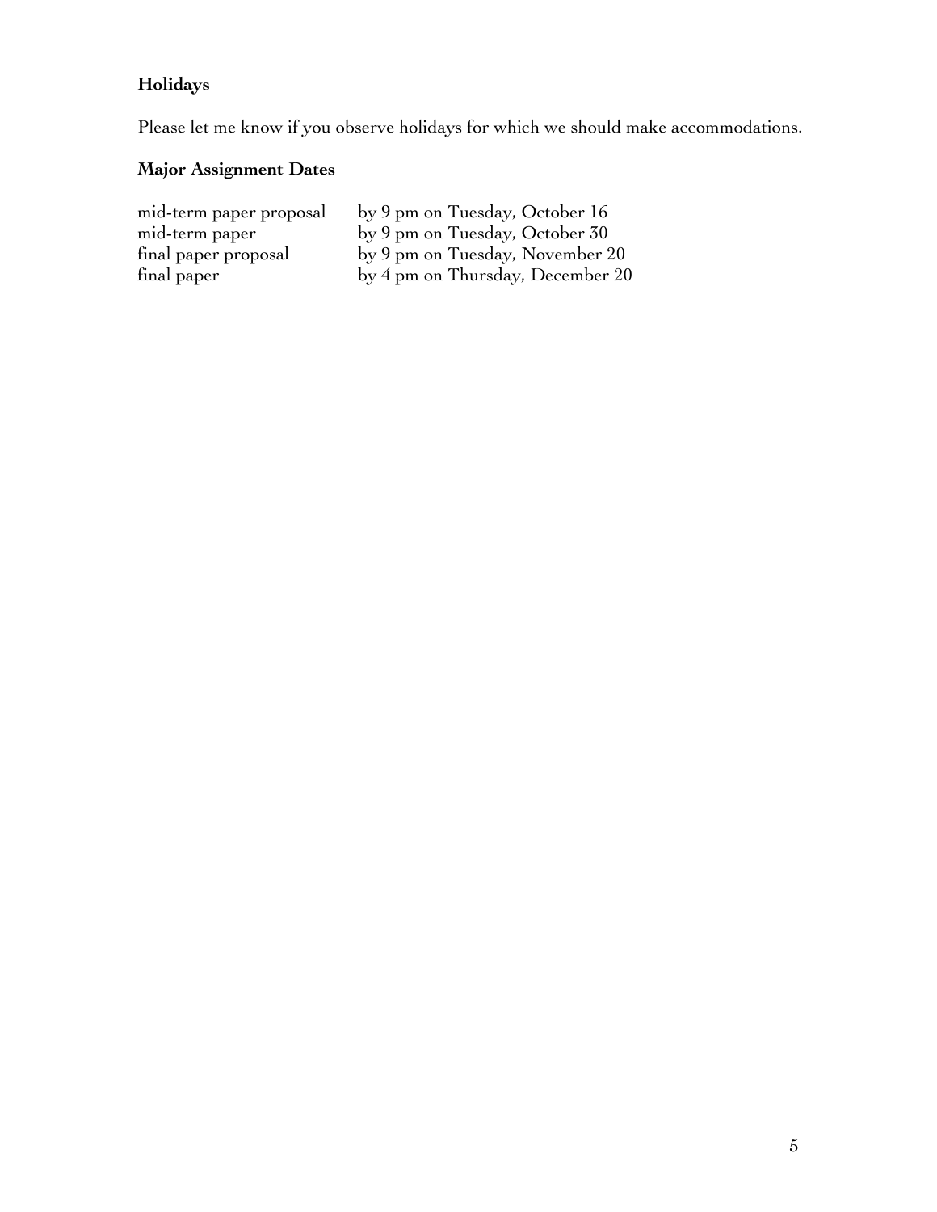**Holidays**

Please let me know if you observe holidays for which we should make accommodations.

**Major Assignment Dates**

| | |
|---|---|
| mid-term paper proposal | by 9 pm on Tuesday, October 16 |
| mid-term paper | by 9 pm on Tuesday, October 30 |
| final paper proposal | by 9 pm on Tuesday, November 20 |
| final paper | by 4 pm on Thursday, December 20 |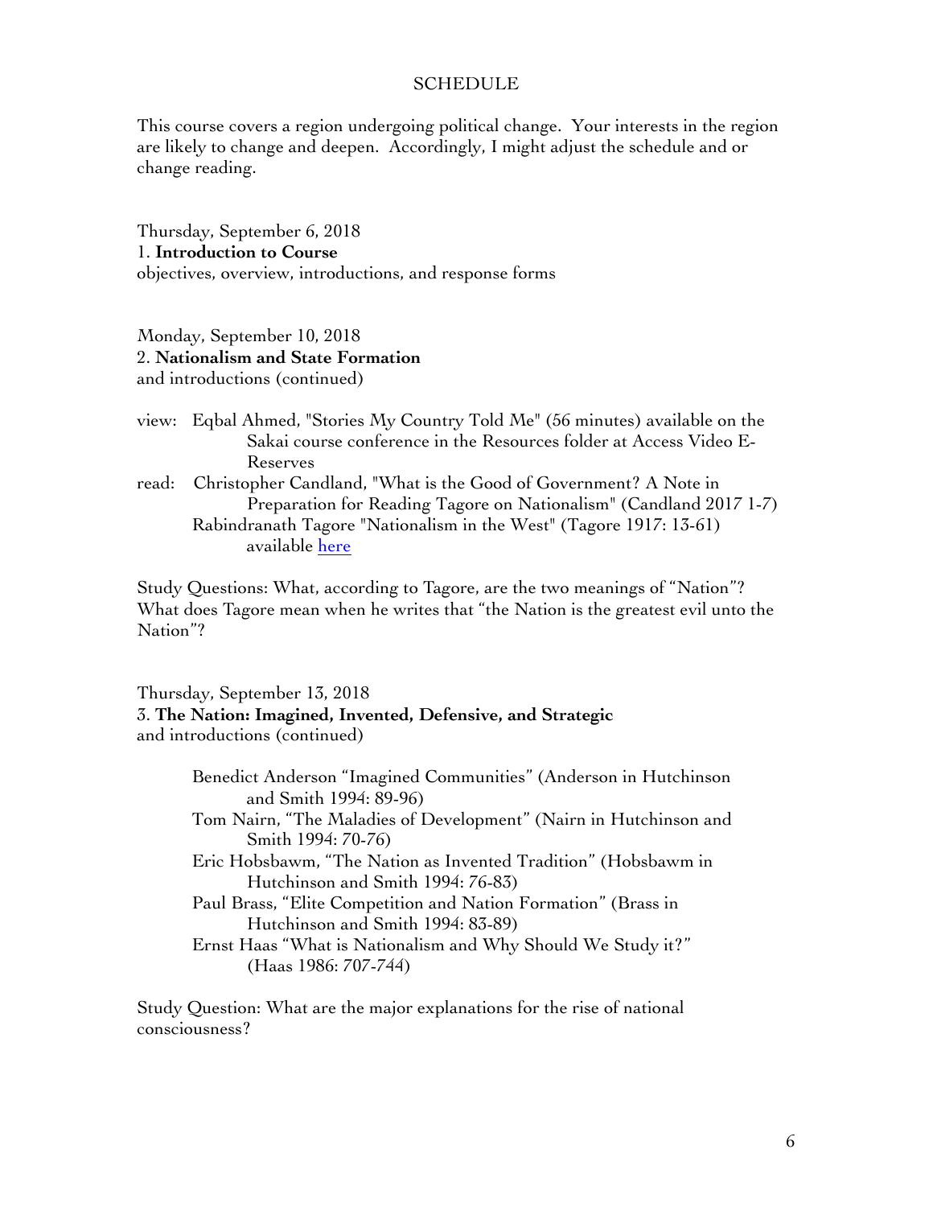## SCHEDULE

This course covers a region undergoing political change. Your interests in the region are likely to change and deepen. Accordingly, I might adjust the schedule and or change reading.

Thursday, September 6, 2018
1. **Introduction to Course**
objectives, overview, introductions, and response forms

Monday, September 10, 2018
2. **Nationalism and State Formation**
and introductions (continued)

view: Eqbal Ahmed, "Stories My Country Told Me" (56 minutes) available on the Sakai course conference in the Resources folder at Access Video E-Reserves

read: Christopher Candland, "What is the Good of Government? A Note in Preparation for Reading Tagore on Nationalism" (Candland 2017 1-7)
Rabindranath Tagore "Nationalism in the West" (Tagore 1917: 13-61) available here

Study Questions: What, according to Tagore, are the two meanings of "Nation"? What does Tagore mean when he writes that "the Nation is the greatest evil unto the Nation"?

Thursday, September 13, 2018
3. **The Nation: Imagined, Invented, Defensive, and Strategic**
and introductions (continued)

Benedict Anderson "Imagined Communities" (Anderson in Hutchinson and Smith 1994: 89-96)
Tom Nairn, "The Maladies of Development" (Nairn in Hutchinson and Smith 1994: 70-76)
Eric Hobsbawm, "The Nation as Invented Tradition" (Hobsbawm in Hutchinson and Smith 1994: 76-83)
Paul Brass, "Elite Competition and Nation Formation" (Brass in Hutchinson and Smith 1994: 83-89)
Ernst Haas "What is Nationalism and Why Should We Study it?" (Haas 1986: 707-744)

Study Question: What are the major explanations for the rise of national consciousness?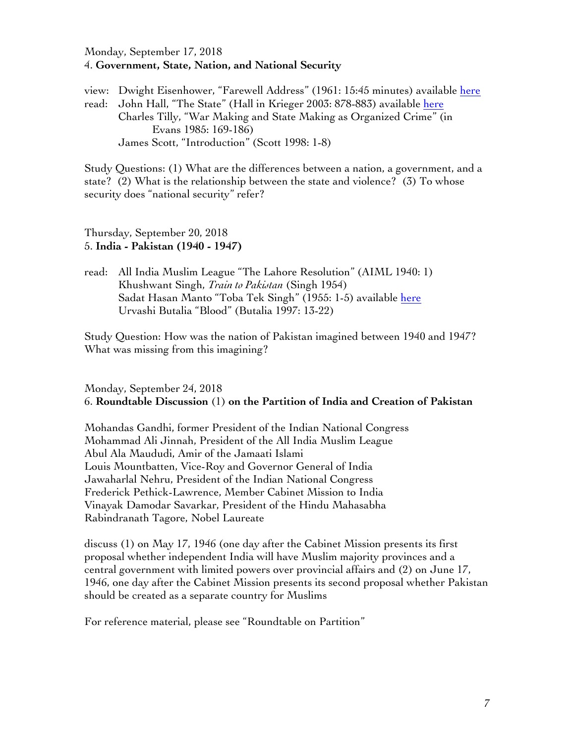Monday, September 17, 2018

4. **Government, State, Nation, and National Security**

view: Dwight Eisenhower, "Farewell Address" (1961: 15:45 minutes) available here

read: John Hall, "The State" (Hall in Krieger 2003: 878-883) available here

Charles Tilly, "War Making and State Making as Organized Crime" (in Evans 1985: 169-186)

James Scott, "Introduction" (Scott 1998: 1-8)

Study Questions: (1) What are the differences between a nation, a government, and a state? (2) What is the relationship between the state and violence? (3) To whose security does "national security" refer?

Thursday, September 20, 2018

5. **India - Pakistan (1940 - 1947)**

read: All India Muslim League "The Lahore Resolution" (AIML 1940: 1)

Khushwant Singh, *Train to Pakistan* (Singh 1954)

Sadat Hasan Manto "Toba Tek Singh" (1955: 1-5) available here

Urvashi Butalia "Blood" (Butalia 1997: 13-22)

Study Question: How was the nation of Pakistan imagined between 1940 and 1947? What was missing from this imagining?

Monday, September 24, 2018

6. **Roundtable Discussion** (1) **on the Partition of India and Creation of Pakistan**

Mohandas Gandhi, former President of the Indian National Congress
Mohammad Ali Jinnah, President of the All India Muslim League
Abul Ala Maududi, Amir of the Jamaati Islami
Louis Mountbatten, Vice-Roy and Governor General of India
Jawaharlal Nehru, President of the Indian National Congress
Frederick Pethick-Lawrence, Member Cabinet Mission to India
Vinayak Damodar Savarkar, President of the Hindu Mahasabha
Rabindranath Tagore, Nobel Laureate

discuss (1) on May 17, 1946 (one day after the Cabinet Mission presents its first proposal whether independent India will have Muslim majority provinces and a central government with limited powers over provincial affairs and (2) on June 17, 1946, one day after the Cabinet Mission presents its second proposal whether Pakistan should be created as a separate country for Muslims

For reference material, please see "Roundtable on Partition"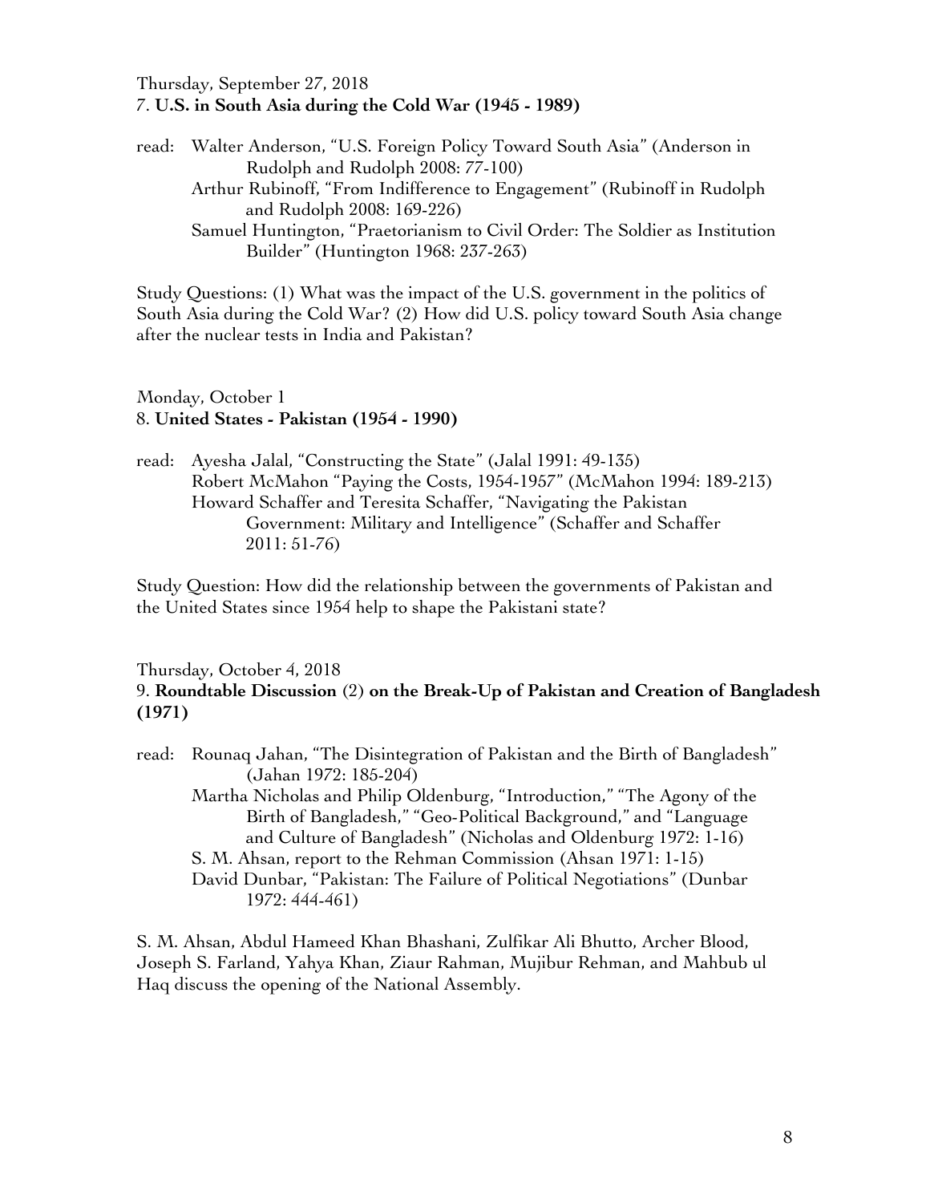Thursday, September 27, 2018
7. **U.S. in South Asia during the Cold War (1945 - 1989)**

read: Walter Anderson, "U.S. Foreign Policy Toward South Asia" (Anderson in Rudolph and Rudolph 2008: 77-100)
Arthur Rubinoff, "From Indifference to Engagement" (Rubinoff in Rudolph and Rudolph 2008: 169-226)
Samuel Huntington, "Praetorianism to Civil Order: The Soldier as Institution Builder" (Huntington 1968: 237-263)

Study Questions: (1) What was the impact of the U.S. government in the politics of South Asia during the Cold War? (2) How did U.S. policy toward South Asia change after the nuclear tests in India and Pakistan?

Monday, October 1
8. **United States - Pakistan (1954 - 1990)**

read: Ayesha Jalal, "Constructing the State" (Jalal 1991: 49-135)
Robert McMahon "Paying the Costs, 1954-1957" (McMahon 1994: 189-213)
Howard Schaffer and Teresita Schaffer, "Navigating the Pakistan Government: Military and Intelligence" (Schaffer and Schaffer 2011: 51-76)

Study Question: How did the relationship between the governments of Pakistan and the United States since 1954 help to shape the Pakistani state?

Thursday, October 4, 2018
9. **Roundtable Discussion** (2) **on the Break-Up of Pakistan and Creation of Bangladesh (1971)**

read: Rounaq Jahan, "The Disintegration of Pakistan and the Birth of Bangladesh" (Jahan 1972: 185-204)
Martha Nicholas and Philip Oldenburg, "Introduction," "The Agony of the Birth of Bangladesh," "Geo-Political Background," and "Language and Culture of Bangladesh" (Nicholas and Oldenburg 1972: 1-16)
S. M. Ahsan, report to the Rehman Commission (Ahsan 1971: 1-15)
David Dunbar, "Pakistan: The Failure of Political Negotiations" (Dunbar 1972: 444-461)

S. M. Ahsan, Abdul Hameed Khan Bhashani, Zulfikar Ali Bhutto, Archer Blood, Joseph S. Farland, Yahya Khan, Ziaur Rahman, Mujibur Rehman, and Mahbub ul Haq discuss the opening of the National Assembly.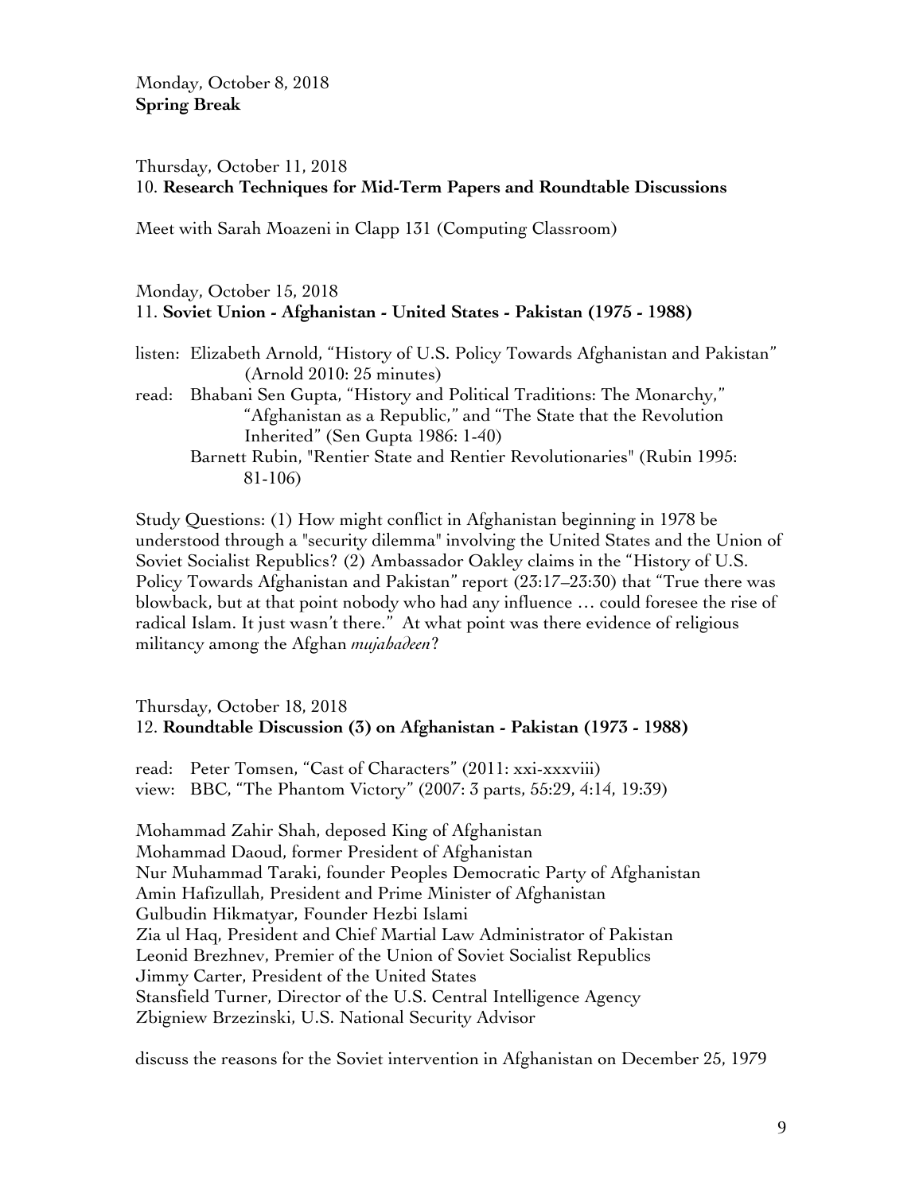Monday, October 8, 2018
**Spring Break**

Thursday, October 11, 2018
10. **Research Techniques for Mid-Term Papers and Roundtable Discussions**

Meet with Sarah Moazeni in Clapp 131 (Computing Classroom)

Monday, October 15, 2018
11. **Soviet Union - Afghanistan - United States - Pakistan (1975 - 1988)**

listen: Elizabeth Arnold, "History of U.S. Policy Towards Afghanistan and Pakistan" (Arnold 2010: 25 minutes)
read: Bhabani Sen Gupta, "History and Political Traditions: The Monarchy," "Afghanistan as a Republic," and "The State that the Revolution Inherited" (Sen Gupta 1986: 1-40)
Barnett Rubin, "Rentier State and Rentier Revolutionaries" (Rubin 1995: 81-106)

Study Questions: (1) How might conflict in Afghanistan beginning in 1978 be understood through a "security dilemma" involving the United States and the Union of Soviet Socialist Republics? (2) Ambassador Oakley claims in the "History of U.S. Policy Towards Afghanistan and Pakistan" report (23:17–23:30) that "True there was blowback, but at that point nobody who had any influence … could foresee the rise of radical Islam. It just wasn't there." At what point was there evidence of religious militancy among the Afghan *mujahadeen*?

Thursday, October 18, 2018
12. **Roundtable Discussion (3) on Afghanistan - Pakistan (1973 - 1988)**

read: Peter Tomsen, "Cast of Characters" (2011: xxi-xxxviii)
view: BBC, "The Phantom Victory" (2007: 3 parts, 55:29, 4:14, 19:39)

Mohammad Zahir Shah, deposed King of Afghanistan
Mohammad Daoud, former President of Afghanistan
Nur Muhammad Taraki, founder Peoples Democratic Party of Afghanistan
Amin Hafizullah, President and Prime Minister of Afghanistan
Gulbudin Hikmatyar, Founder Hezbi Islami
Zia ul Haq, President and Chief Martial Law Administrator of Pakistan
Leonid Brezhnev, Premier of the Union of Soviet Socialist Republics
Jimmy Carter, President of the United States
Stansfield Turner, Director of the U.S. Central Intelligence Agency
Zbigniew Brzezinski, U.S. National Security Advisor

discuss the reasons for the Soviet intervention in Afghanistan on December 25, 1979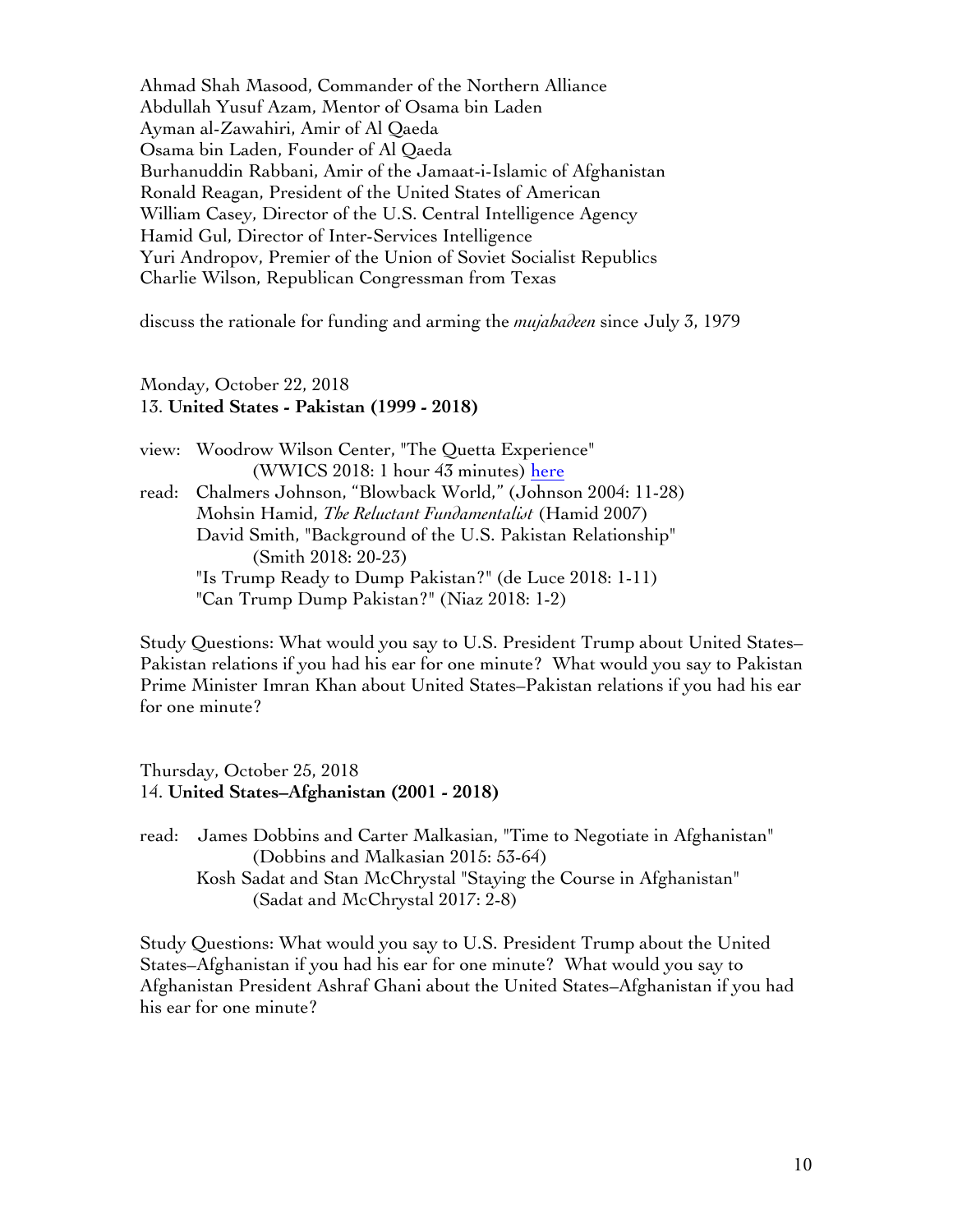Ahmad Shah Masood, Commander of the Northern Alliance
Abdullah Yusuf Azam, Mentor of Osama bin Laden
Ayman al-Zawahiri, Amir of Al Qaeda
Osama bin Laden, Founder of Al Qaeda
Burhanuddin Rabbani, Amir of the Jamaat-i-Islamic of Afghanistan
Ronald Reagan, President of the United States of American
William Casey, Director of the U.S. Central Intelligence Agency
Hamid Gul, Director of Inter-Services Intelligence
Yuri Andropov, Premier of the Union of Soviet Socialist Republics
Charlie Wilson, Republican Congressman from Texas

discuss the rationale for funding and arming the *mujahadeen* since July 3, 1979

Monday, October 22, 2018
13. **United States - Pakistan (1999 - 2018)**

view: Woodrow Wilson Center, "The Quetta Experience"
(WWICS 2018: 1 hour 43 minutes) here

read: Chalmers Johnson, "Blowback World," (Johnson 2004: 11-28)
Mohsin Hamid, *The Reluctant Fundamentalist* (Hamid 2007)
David Smith, "Background of the U.S. Pakistan Relationship"
(Smith 2018: 20-23)
"Is Trump Ready to Dump Pakistan?" (de Luce 2018: 1-11)
"Can Trump Dump Pakistan?" (Niaz 2018: 1-2)

Study Questions: What would you say to U.S. President Trump about United States–Pakistan relations if you had his ear for one minute? What would you say to Pakistan Prime Minister Imran Khan about United States–Pakistan relations if you had his ear for one minute?

Thursday, October 25, 2018
14. **United States–Afghanistan (2001 - 2018)**

read: James Dobbins and Carter Malkasian, "Time to Negotiate in Afghanistan"
(Dobbins and Malkasian 2015: 53-64)
Kosh Sadat and Stan McChrystal "Staying the Course in Afghanistan"
(Sadat and McChrystal 2017: 2-8)

Study Questions: What would you say to U.S. President Trump about the United States–Afghanistan if you had his ear for one minute? What would you say to Afghanistan President Ashraf Ghani about the United States–Afghanistan if you had his ear for one minute?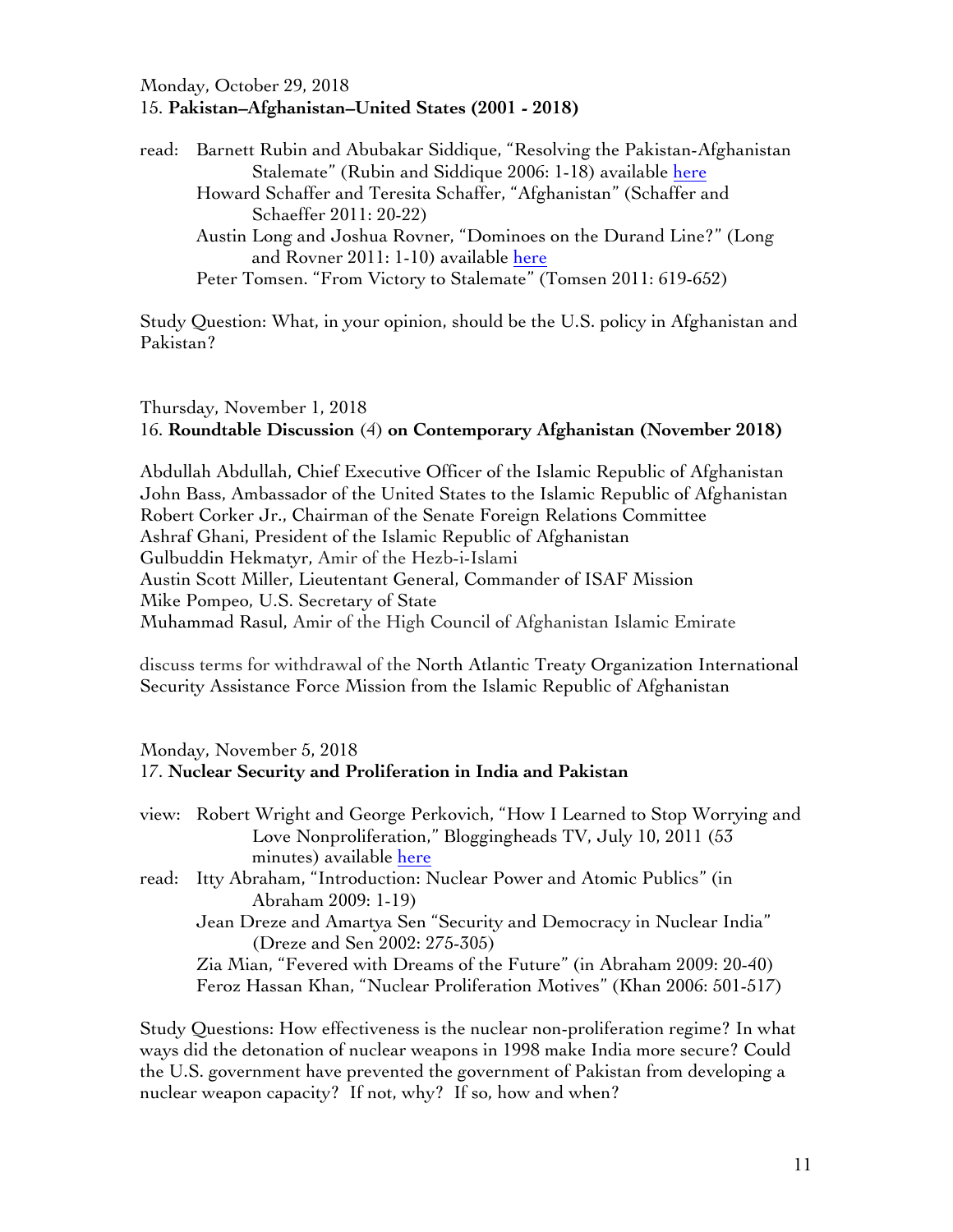Monday, October 29, 2018
15. **Pakistan–Afghanistan–United States (2001 - 2018)**

read: Barnett Rubin and Abubakar Siddique, "Resolving the Pakistan-Afghanistan Stalemate" (Rubin and Siddique 2006: 1-18) available here
Howard Schaffer and Teresita Schaffer, "Afghanistan" (Schaffer and Schaeffer 2011: 20-22)
Austin Long and Joshua Rovner, "Dominoes on the Durand Line?" (Long and Rovner 2011: 1-10) available here
Peter Tomsen. "From Victory to Stalemate" (Tomsen 2011: 619-652)

Study Question: What, in your opinion, should be the U.S. policy in Afghanistan and Pakistan?

Thursday, November 1, 2018
16. **Roundtable Discussion** (4) **on Contemporary Afghanistan (November 2018)**

Abdullah Abdullah, Chief Executive Officer of the Islamic Republic of Afghanistan
John Bass, Ambassador of the United States to the Islamic Republic of Afghanistan
Robert Corker Jr., Chairman of the Senate Foreign Relations Committee
Ashraf Ghani, President of the Islamic Republic of Afghanistan
Gulbuddin Hekmatyr, Amir of the Hezb-i-Islami
Austin Scott Miller, Lieutentant General, Commander of ISAF Mission
Mike Pompeo, U.S. Secretary of State
Muhammad Rasul, Amir of the High Council of Afghanistan Islamic Emirate

discuss terms for withdrawal of the North Atlantic Treaty Organization International Security Assistance Force Mission from the Islamic Republic of Afghanistan

Monday, November 5, 2018
17. **Nuclear Security and Proliferation in India and Pakistan**

view: Robert Wright and George Perkovich, "How I Learned to Stop Worrying and Love Nonproliferation," Bloggingheads TV, July 10, 2011 (53 minutes) available here

read: Itty Abraham, "Introduction: Nuclear Power and Atomic Publics" (in Abraham 2009: 1-19)
Jean Dreze and Amartya Sen "Security and Democracy in Nuclear India" (Dreze and Sen 2002: 275-305)
Zia Mian, "Fevered with Dreams of the Future" (in Abraham 2009: 20-40)
Feroz Hassan Khan, "Nuclear Proliferation Motives" (Khan 2006: 501-517)

Study Questions: How effectiveness is the nuclear non-proliferation regime? In what ways did the detonation of nuclear weapons in 1998 make India more secure? Could the U.S. government have prevented the government of Pakistan from developing a nuclear weapon capacity? If not, why? If so, how and when?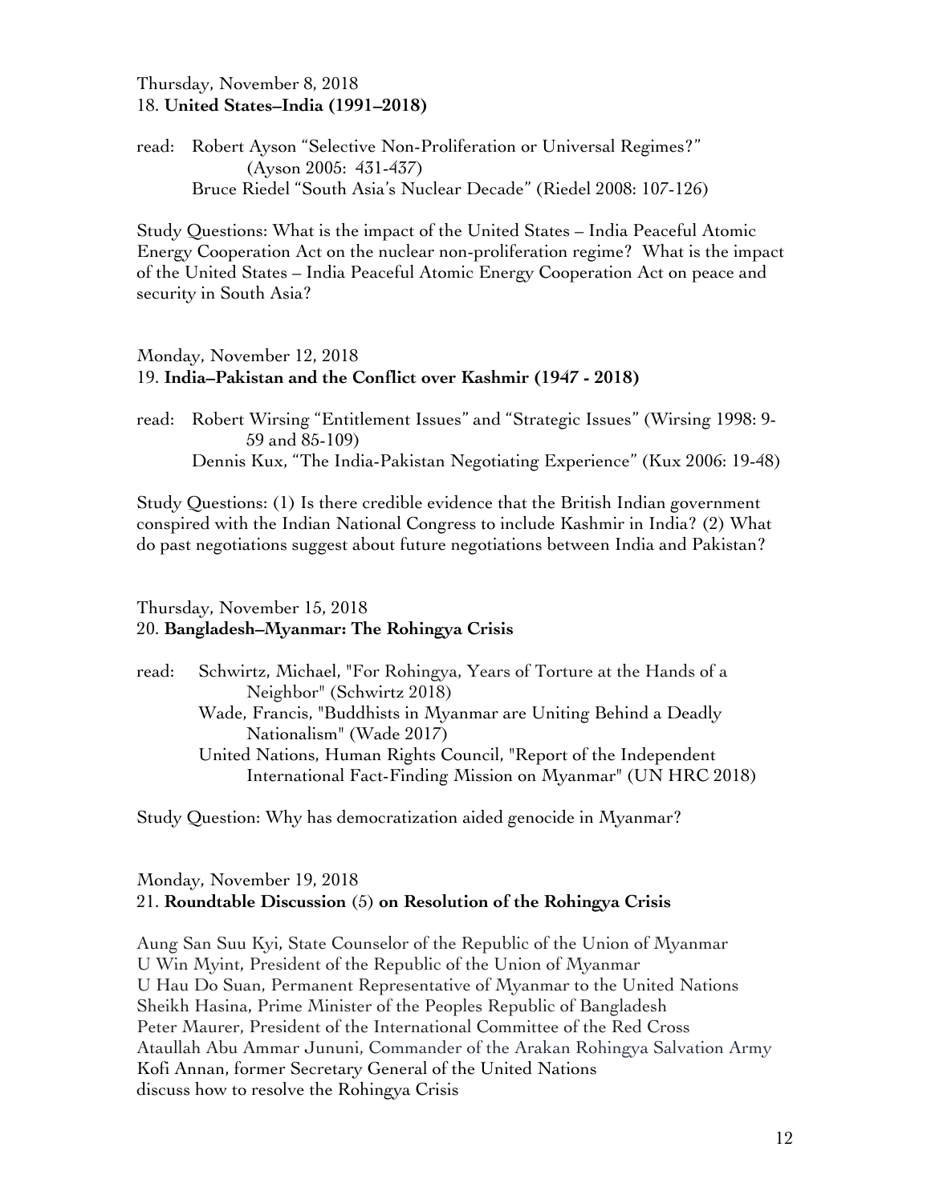Thursday, November 8, 2018
18. **United States–India (1991–2018)**

read: Robert Ayson "Selective Non-Proliferation or Universal Regimes?" (Ayson 2005: 431-437)
Bruce Riedel "South Asia's Nuclear Decade" (Riedel 2008: 107-126)

Study Questions: What is the impact of the United States – India Peaceful Atomic Energy Cooperation Act on the nuclear non-proliferation regime? What is the impact of the United States – India Peaceful Atomic Energy Cooperation Act on peace and security in South Asia?

Monday, November 12, 2018
19. **India–Pakistan and the Conflict over Kashmir (1947 - 2018)**

read: Robert Wirsing "Entitlement Issues" and "Strategic Issues" (Wirsing 1998: 9-59 and 85-109)
Dennis Kux, "The India-Pakistan Negotiating Experience" (Kux 2006: 19-48)

Study Questions: (1) Is there credible evidence that the British Indian government conspired with the Indian National Congress to include Kashmir in India? (2) What do past negotiations suggest about future negotiations between India and Pakistan?

Thursday, November 15, 2018
20. **Bangladesh–Myanmar: The Rohingya Crisis**

read: Schwirtz, Michael, "For Rohingya, Years of Torture at the Hands of a Neighbor" (Schwirtz 2018)
Wade, Francis, "Buddhists in Myanmar are Uniting Behind a Deadly Nationalism" (Wade 2017)
United Nations, Human Rights Council, "Report of the Independent International Fact-Finding Mission on Myanmar" (UN HRC 2018)

Study Question: Why has democratization aided genocide in Myanmar?

Monday, November 19, 2018
21. **Roundtable Discussion** (5) **on Resolution of the Rohingya Crisis**

Aung San Suu Kyi, State Counselor of the Republic of the Union of Myanmar
U Win Myint, President of the Republic of the Union of Myanmar
U Hau Do Suan, Permanent Representative of Myanmar to the United Nations
Sheikh Hasina, Prime Minister of the Peoples Republic of Bangladesh
Peter Maurer, President of the International Committee of the Red Cross
Ataullah Abu Ammar Jununi, Commander of the Arakan Rohingya Salvation Army
Kofi Annan, former Secretary General of the United Nations
discuss how to resolve the Rohingya Crisis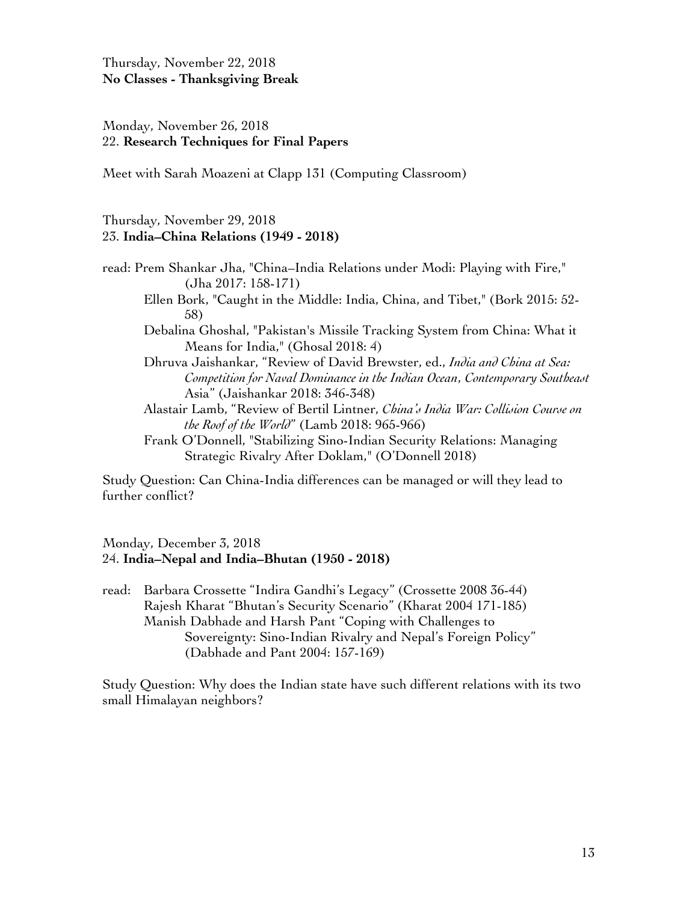Thursday, November 22, 2018
**No Classes - Thanksgiving Break**

Monday, November 26, 2018
22. **Research Techniques for Final Papers**

Meet with Sarah Moazeni at Clapp 131 (Computing Classroom)

Thursday, November 29, 2018
23. **India–China Relations (1949 - 2018)**

read: Prem Shankar Jha, "China–India Relations under Modi: Playing with Fire," (Jha 2017: 158-171)
Ellen Bork, "Caught in the Middle: India, China, and Tibet," (Bork 2015: 52-58)
Debalina Ghoshal, "Pakistan's Missile Tracking System from China: What it Means for India," (Ghosal 2018: 4)
Dhruva Jaishankar, "Review of David Brewster, ed., *India and China at Sea: Competition for Naval Dominance in the Indian Ocean*, *Contemporary Southeast* Asia" (Jaishankar 2018: 346-348)
Alastair Lamb, "Review of Bertil Lintner, *China's India War: Collision Course on the Roof of the World*" (Lamb 2018: 965-966)
Frank O'Donnell, "Stabilizing Sino-Indian Security Relations: Managing Strategic Rivalry After Doklam," (O'Donnell 2018)

Study Question: Can China-India differences can be managed or will they lead to further conflict?

Monday, December 3, 2018
24. **India–Nepal and India–Bhutan (1950 - 2018)**

read: Barbara Crossette "Indira Gandhi's Legacy" (Crossette 2008 36-44)
Rajesh Kharat "Bhutan's Security Scenario" (Kharat 2004 171-185)
Manish Dabhade and Harsh Pant "Coping with Challenges to Sovereignty: Sino-Indian Rivalry and Nepal's Foreign Policy" (Dabhade and Pant 2004: 157-169)

Study Question: Why does the Indian state have such different relations with its two small Himalayan neighbors?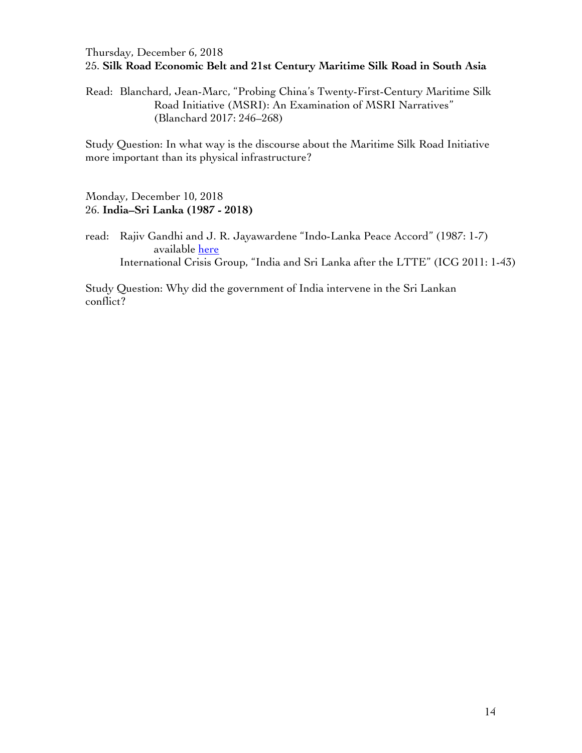Thursday, December 6, 2018

25. **Silk Road Economic Belt and 21st Century Maritime Silk Road in South Asia**

Read: Blanchard, Jean-Marc, "Probing China's Twenty-First-Century Maritime Silk Road Initiative (MSRI): An Examination of MSRI Narratives" (Blanchard 2017: 246–268)

Study Question: In what way is the discourse about the Maritime Silk Road Initiative more important than its physical infrastructure?

Monday, December 10, 2018

26. **India–Sri Lanka (1987 - 2018)**

read: Rajiv Gandhi and J. R. Jayawardene "Indo-Lanka Peace Accord" (1987: 1-7) available here

International Crisis Group, "India and Sri Lanka after the LTTE" (ICG 2011: 1-43)

Study Question: Why did the government of India intervene in the Sri Lankan conflict?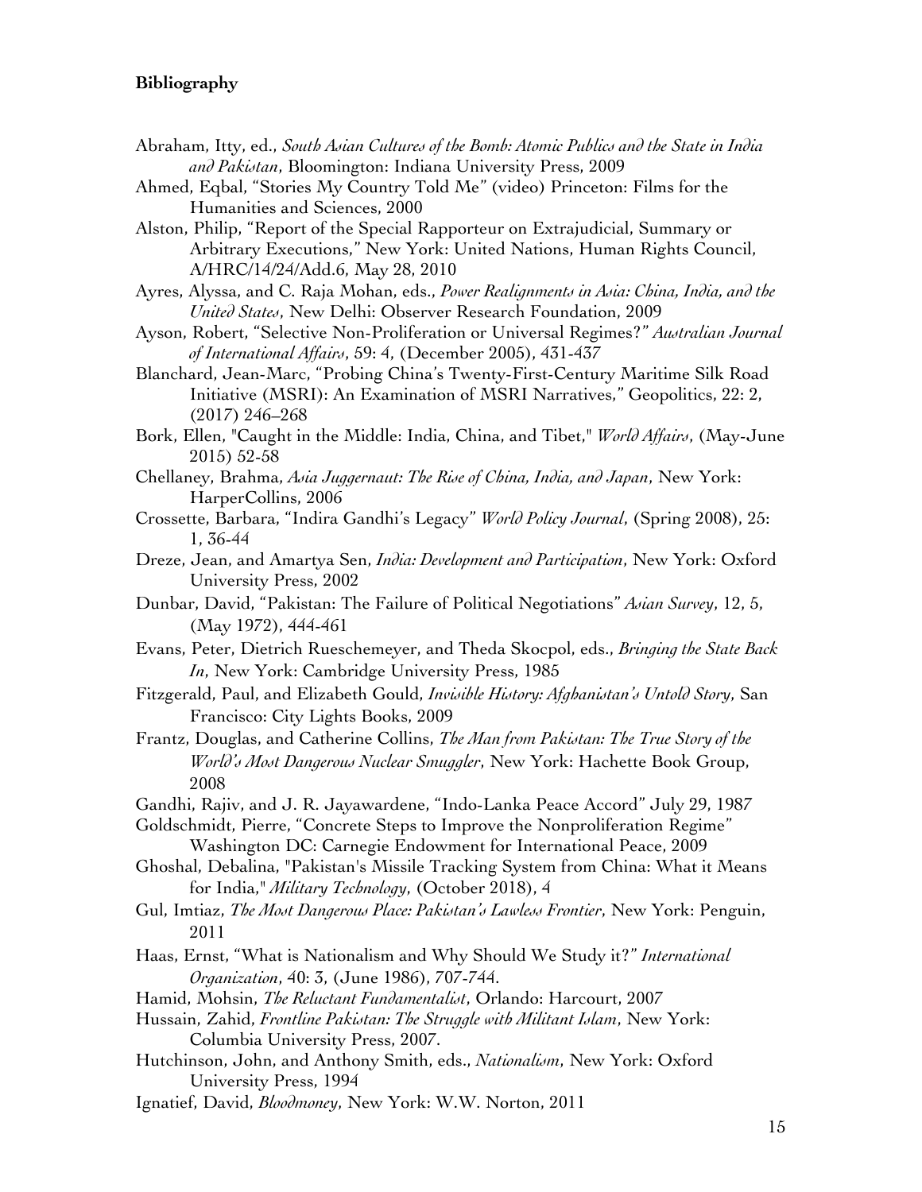**Bibliography**

Abraham, Itty, ed., *South Asian Cultures of the Bomb: Atomic Publics and the State in India and Pakistan*, Bloomington: Indiana University Press, 2009

Ahmed, Eqbal, "Stories My Country Told Me" (video) Princeton: Films for the Humanities and Sciences, 2000

Alston, Philip, "Report of the Special Rapporteur on Extrajudicial, Summary or Arbitrary Executions," New York: United Nations, Human Rights Council, A/HRC/14/24/Add.6, May 28, 2010

Ayres, Alyssa, and C. Raja Mohan, eds., *Power Realignments in Asia: China, India, and the United States*, New Delhi: Observer Research Foundation, 2009

Ayson, Robert, "Selective Non-Proliferation or Universal Regimes?" *Australian Journal of International Affairs*, 59: 4, (December 2005), 431-437

Blanchard, Jean-Marc, "Probing China's Twenty-First-Century Maritime Silk Road Initiative (MSRI): An Examination of MSRI Narratives," Geopolitics, 22: 2, (2017) 246–268

Bork, Ellen, "Caught in the Middle: India, China, and Tibet," *World Affairs*, (May-June 2015) 52-58

Chellaney, Brahma, *Asia Juggernaut: The Rise of China, India, and Japan*, New York: HarperCollins, 2006

Crossette, Barbara, "Indira Gandhi's Legacy" *World Policy Journal*, (Spring 2008), 25: 1, 36-44

Dreze, Jean, and Amartya Sen, *India: Development and Participation*, New York: Oxford University Press, 2002

Dunbar, David, "Pakistan: The Failure of Political Negotiations" *Asian Survey*, 12, 5, (May 1972), 444-461

Evans, Peter, Dietrich Rueschemeyer, and Theda Skocpol, eds., *Bringing the State Back In*, New York: Cambridge University Press, 1985

Fitzgerald, Paul, and Elizabeth Gould, *Invisible History: Afghanistan's Untold Story*, San Francisco: City Lights Books, 2009

Frantz, Douglas, and Catherine Collins, *The Man from Pakistan: The True Story of the World's Most Dangerous Nuclear Smuggler*, New York: Hachette Book Group, 2008

Gandhi, Rajiv, and J. R. Jayawardene, "Indo-Lanka Peace Accord" July 29, 1987

Goldschmidt, Pierre, "Concrete Steps to Improve the Nonproliferation Regime" Washington DC: Carnegie Endowment for International Peace, 2009

Ghoshal, Debalina, "Pakistan's Missile Tracking System from China: What it Means for India," *Military Technology*, (October 2018), 4

Gul, Imtiaz, *The Most Dangerous Place: Pakistan's Lawless Frontier*, New York: Penguin, 2011

Haas, Ernst, "What is Nationalism and Why Should We Study it?" *International Organization*, 40: 3, (June 1986), 707-744.

Hamid, Mohsin, *The Reluctant Fundamentalist*, Orlando: Harcourt, 2007

Hussain, Zahid, *Frontline Pakistan: The Struggle with Militant Islam*, New York: Columbia University Press, 2007.

Hutchinson, John, and Anthony Smith, eds., *Nationalism*, New York: Oxford University Press, 1994

Ignatief, David, *Bloodmoney*, New York: W.W. Norton, 2011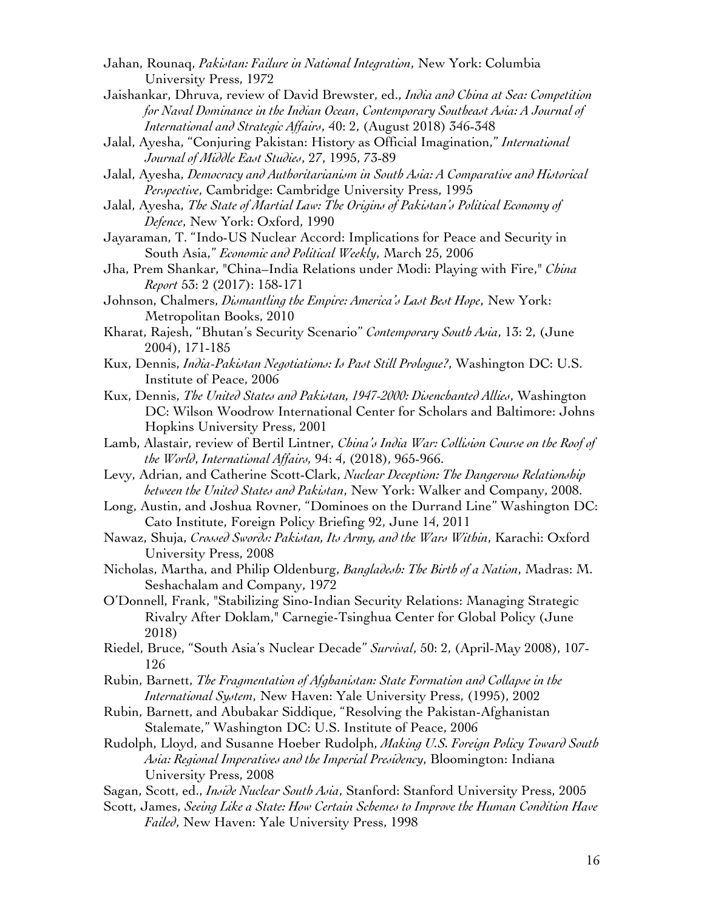Jahan, Rounaq, *Pakistan: Failure in National Integration*, New York: Columbia University Press, 1972

Jaishankar, Dhruva, review of David Brewster, ed., *India and China at Sea: Competition for Naval Dominance in the Indian Ocean*, *Contemporary Southeast Asia: A Journal of International and Strategic Affairs*, 40: 2, (August 2018) 346-348

Jalal, Ayesha, "Conjuring Pakistan: History as Official Imagination," *International Journal of Middle East Studies*, 27, 1995, 73-89

Jalal, Ayesha, *Democracy and Authoritarianism in South Asia: A Comparative and Historical Perspective*, Cambridge: Cambridge University Press, 1995

Jalal, Ayesha, *The State of Martial Law: The Origins of Pakistan's Political Economy of Defence*, New York: Oxford, 1990

Jayaraman, T. "Indo-US Nuclear Accord: Implications for Peace and Security in South Asia," *Economic and Political Weekly*, March 25, 2006

Jha, Prem Shankar, "China–India Relations under Modi: Playing with Fire," *China Report* 53: 2 (2017): 158-171

Johnson, Chalmers, *Dismantling the Empire: America's Last Best Hope*, New York: Metropolitan Books, 2010

Kharat, Rajesh, "Bhutan's Security Scenario" *Contemporary South Asia*, 13: 2, (June 2004), 171-185

Kux, Dennis, *India-Pakistan Negotiations: Is Past Still Prologue?*, Washington DC: U.S. Institute of Peace, 2006

Kux, Dennis, *The United States and Pakistan, 1947-2000: Disenchanted Allies*, Washington DC: Wilson Woodrow International Center for Scholars and Baltimore: Johns Hopkins University Press, 2001

Lamb, Alastair, review of Bertil Lintner, *China's India War: Collision Course on the Roof of the World*, *International Affairs,* 94: 4, (2018), 965-966.

Levy, Adrian, and Catherine Scott-Clark, *Nuclear Deception: The Dangerous Relationship between the United States and Pakistan*, New York: Walker and Company, 2008.

Long, Austin, and Joshua Rovner, "Dominoes on the Durrand Line" Washington DC: Cato Institute, Foreign Policy Briefing 92, June 14, 2011

Nawaz, Shuja, *Crossed Swords: Pakistan, Its Army, and the Wars Within*, Karachi: Oxford University Press, 2008

Nicholas, Martha, and Philip Oldenburg, *Bangladesh: The Birth of a Nation*, Madras: M. Seshachalam and Company, 1972

O'Donnell, Frank, "Stabilizing Sino-Indian Security Relations: Managing Strategic Rivalry After Doklam," Carnegie-Tsinghua Center for Global Policy (June 2018)

Riedel, Bruce, "South Asia's Nuclear Decade" *Survival*, 50: 2, (April-May 2008), 107-126

Rubin, Barnett, *The Fragmentation of Afghanistan: State Formation and Collapse in the International System*, New Haven: Yale University Press, (1995), 2002

Rubin, Barnett, and Abubakar Siddique, "Resolving the Pakistan-Afghanistan Stalemate," Washington DC: U.S. Institute of Peace, 2006

Rudolph, Lloyd, and Susanne Hoeber Rudolph, *Making U.S. Foreign Policy Toward South Asia: Regional Imperatives and the Imperial Presidency*, Bloomington: Indiana University Press, 2008

Sagan, Scott, ed., *Inside Nuclear South Asia*, Stanford: Stanford University Press, 2005

Scott, James, *Seeing Like a State: How Certain Schemes to Improve the Human Condition Have Failed*, New Haven: Yale University Press, 1998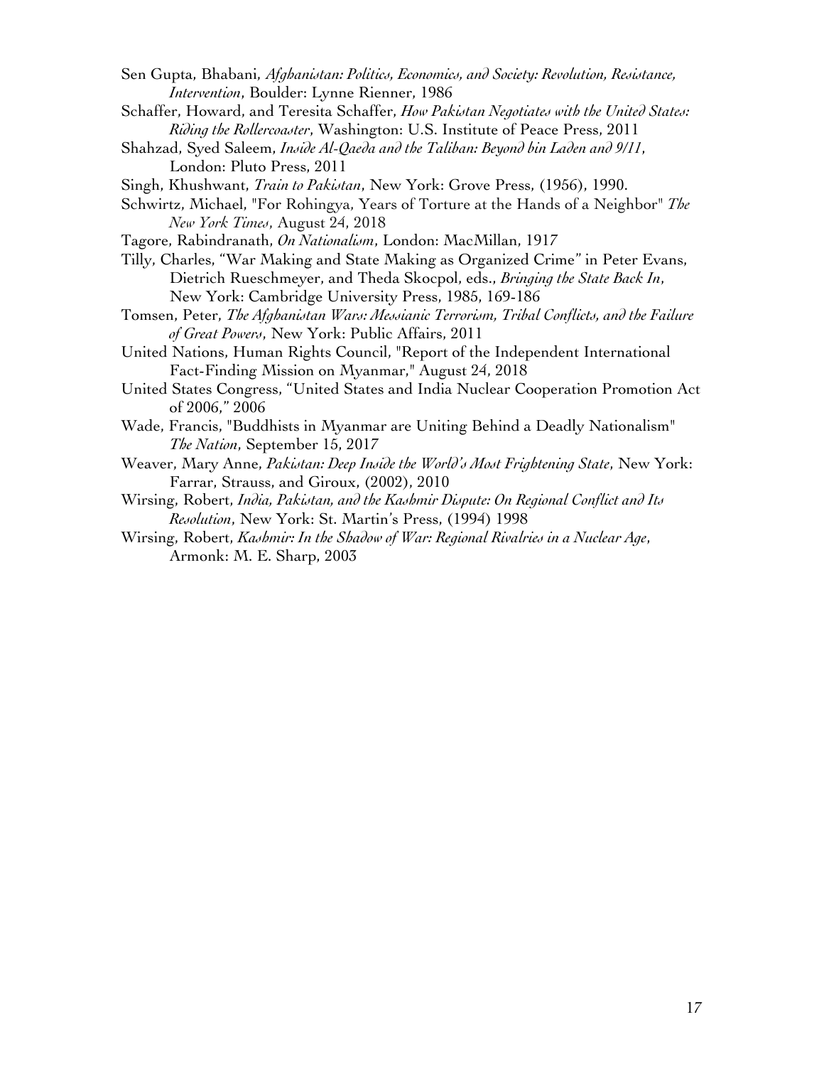Sen Gupta, Bhabani, *Afghanistan: Politics, Economics, and Society: Revolution, Resistance, Intervention*, Boulder: Lynne Rienner, 1986

Schaffer, Howard, and Teresita Schaffer, *How Pakistan Negotiates with the United States: Riding the Rollercoaster*, Washington: U.S. Institute of Peace Press, 2011

Shahzad, Syed Saleem, *Inside Al-Qaeda and the Taliban: Beyond bin Laden and 9/11*, London: Pluto Press, 2011

Singh, Khushwant, *Train to Pakistan*, New York: Grove Press, (1956), 1990.

Schwirtz, Michael, "For Rohingya, Years of Torture at the Hands of a Neighbor" *The New York Times*, August 24, 2018

Tagore, Rabindranath, *On Nationalism*, London: MacMillan, 1917

Tilly, Charles, "War Making and State Making as Organized Crime" in Peter Evans, Dietrich Rueschmeyer, and Theda Skocpol, eds., *Bringing the State Back In*, New York: Cambridge University Press, 1985, 169-186

Tomsen, Peter, *The Afghanistan Wars: Messianic Terrorism, Tribal Conflicts, and the Failure of Great Powers*, New York: Public Affairs, 2011

United Nations, Human Rights Council, "Report of the Independent International Fact-Finding Mission on Myanmar," August 24, 2018

United States Congress, "United States and India Nuclear Cooperation Promotion Act of 2006," 2006

Wade, Francis, "Buddhists in Myanmar are Uniting Behind a Deadly Nationalism" *The Nation*, September 15, 2017

Weaver, Mary Anne, *Pakistan: Deep Inside the World's Most Frightening State*, New York: Farrar, Strauss, and Giroux, (2002), 2010

Wirsing, Robert, *India, Pakistan, and the Kashmir Dispute: On Regional Conflict and Its Resolution*, New York: St. Martin's Press, (1994) 1998

Wirsing, Robert, *Kashmir: In the Shadow of War: Regional Rivalries in a Nuclear Age*, Armonk: M. E. Sharp, 2003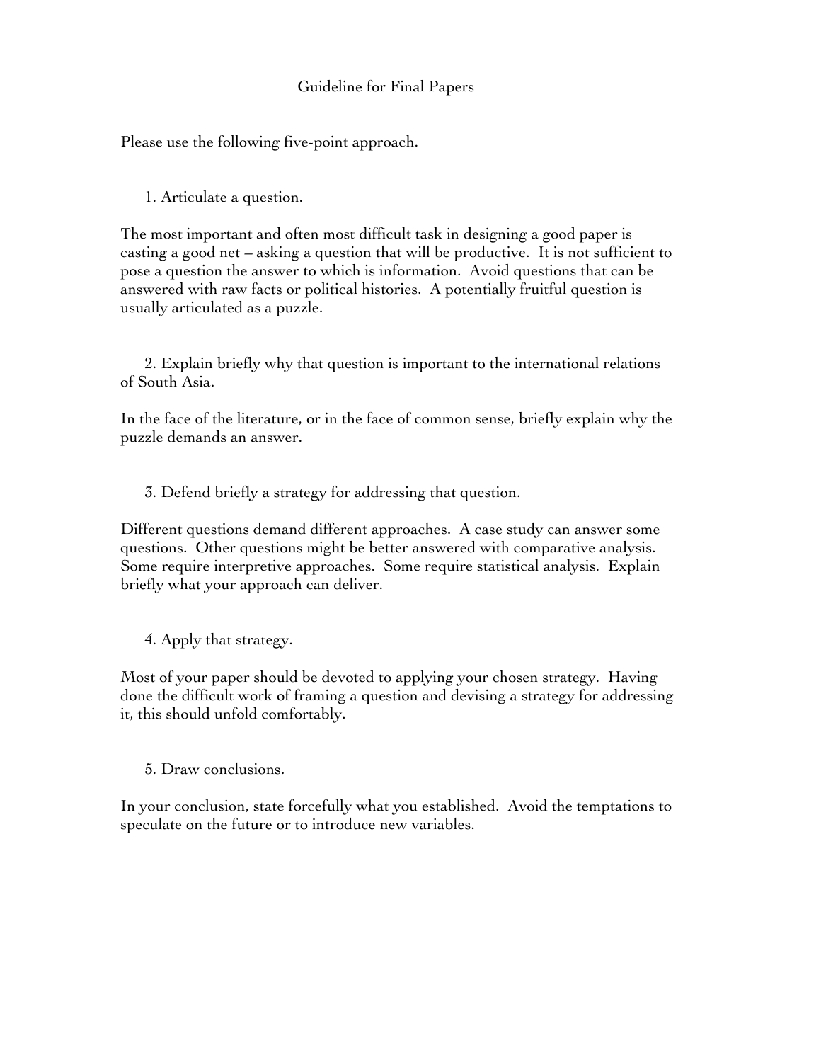# Guideline for Final Papers

Please use the following five-point approach.

1. Articulate a question.

The most important and often most difficult task in designing a good paper is casting a good net – asking a question that will be productive. It is not sufficient to pose a question the answer to which is information. Avoid questions that can be answered with raw facts or political histories. A potentially fruitful question is usually articulated as a puzzle.

2. Explain briefly why that question is important to the international relations of South Asia.

In the face of the literature, or in the face of common sense, briefly explain why the puzzle demands an answer.

3. Defend briefly a strategy for addressing that question.

Different questions demand different approaches. A case study can answer some questions. Other questions might be better answered with comparative analysis. Some require interpretive approaches. Some require statistical analysis. Explain briefly what your approach can deliver.

4. Apply that strategy.

Most of your paper should be devoted to applying your chosen strategy. Having done the difficult work of framing a question and devising a strategy for addressing it, this should unfold comfortably.

5. Draw conclusions.

In your conclusion, state forcefully what you established. Avoid the temptations to speculate on the future or to introduce new variables.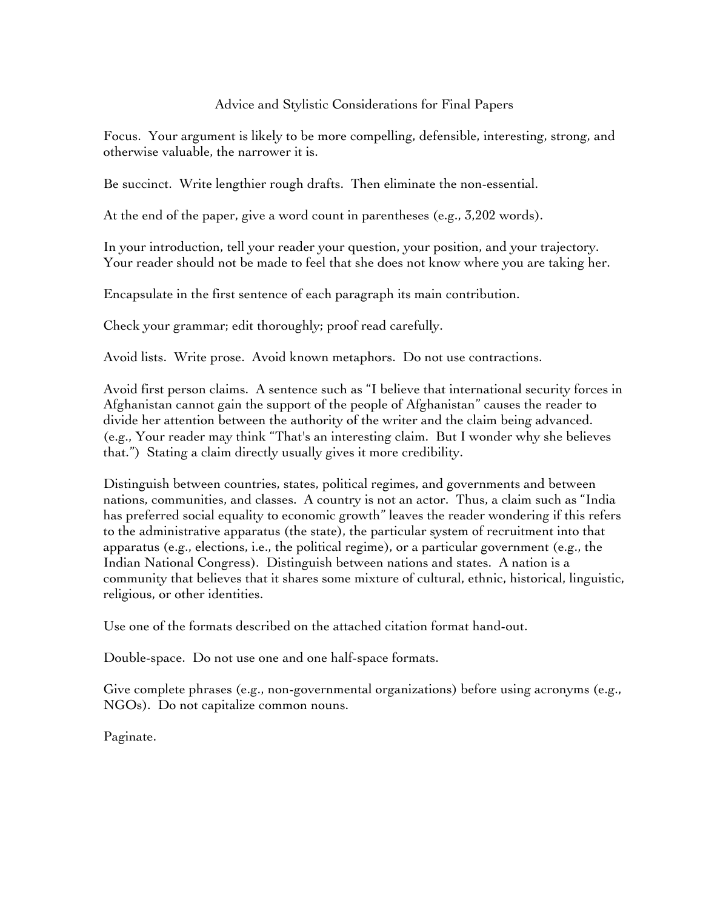# Advice and Stylistic Considerations for Final Papers

Focus. Your argument is likely to be more compelling, defensible, interesting, strong, and otherwise valuable, the narrower it is.

Be succinct. Write lengthier rough drafts. Then eliminate the non-essential.

At the end of the paper, give a word count in parentheses (e.g., 3,202 words).

In your introduction, tell your reader your question, your position, and your trajectory. Your reader should not be made to feel that she does not know where you are taking her.

Encapsulate in the first sentence of each paragraph its main contribution.

Check your grammar; edit thoroughly; proof read carefully.

Avoid lists. Write prose. Avoid known metaphors. Do not use contractions.

Avoid first person claims. A sentence such as "I believe that international security forces in Afghanistan cannot gain the support of the people of Afghanistan" causes the reader to divide her attention between the authority of the writer and the claim being advanced. (e.g., Your reader may think "That's an interesting claim. But I wonder why she believes that.") Stating a claim directly usually gives it more credibility.

Distinguish between countries, states, political regimes, and governments and between nations, communities, and classes. A country is not an actor. Thus, a claim such as "India has preferred social equality to economic growth" leaves the reader wondering if this refers to the administrative apparatus (the state), the particular system of recruitment into that apparatus (e.g., elections, i.e., the political regime), or a particular government (e.g., the Indian National Congress). Distinguish between nations and states. A nation is a community that believes that it shares some mixture of cultural, ethnic, historical, linguistic, religious, or other identities.

Use one of the formats described on the attached citation format hand-out.

Double-space. Do not use one and one half-space formats.

Give complete phrases (e.g., non-governmental organizations) before using acronyms (e.g., NGOs). Do not capitalize common nouns.

Paginate.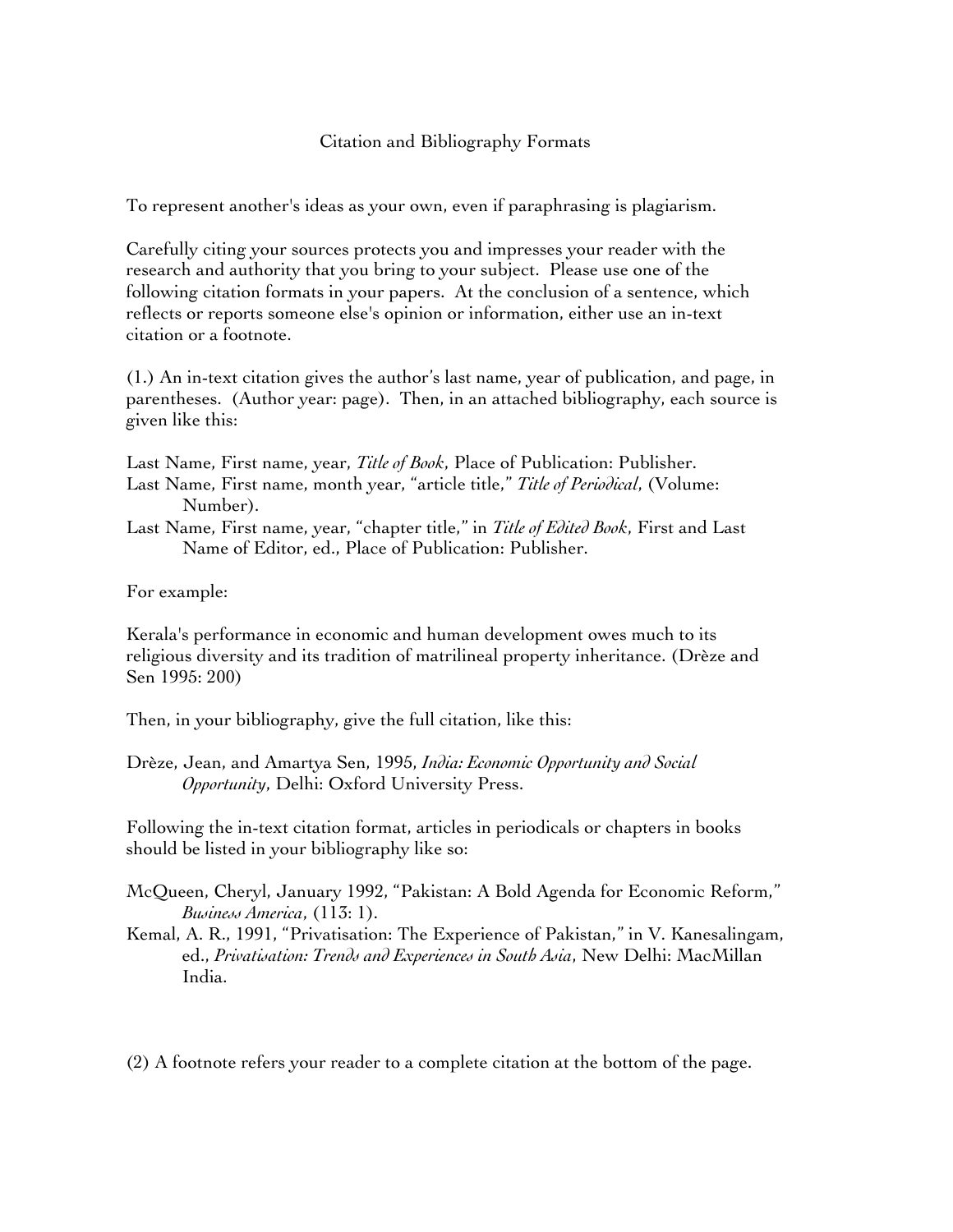# Citation and Bibliography Formats

To represent another's ideas as your own, even if paraphrasing is plagiarism.

Carefully citing your sources protects you and impresses your reader with the research and authority that you bring to your subject. Please use one of the following citation formats in your papers. At the conclusion of a sentence, which reflects or reports someone else's opinion or information, either use an in-text citation or a footnote.

(1.) An in-text citation gives the author's last name, year of publication, and page, in parentheses. (Author year: page). Then, in an attached bibliography, each source is given like this:

Last Name, First name, year, *Title of Book*, Place of Publication: Publisher.
Last Name, First name, month year, "article title," *Title of Periodical*, (Volume: Number).
Last Name, First name, year, "chapter title," in *Title of Edited Book*, First and Last Name of Editor, ed., Place of Publication: Publisher.

For example:

Kerala's performance in economic and human development owes much to its religious diversity and its tradition of matrilineal property inheritance. (Drèze and Sen 1995: 200)

Then, in your bibliography, give the full citation, like this:

Drèze, Jean, and Amartya Sen, 1995, *India: Economic Opportunity and Social Opportunity*, Delhi: Oxford University Press.

Following the in-text citation format, articles in periodicals or chapters in books should be listed in your bibliography like so:

McQueen, Cheryl, January 1992, "Pakistan: A Bold Agenda for Economic Reform," *Business America*, (113: 1).
Kemal, A. R., 1991, "Privatisation: The Experience of Pakistan," in V. Kanesalingam, ed., *Privatisation: Trends and Experiences in South Asia*, New Delhi: MacMillan India.

(2) A footnote refers your reader to a complete citation at the bottom of the page.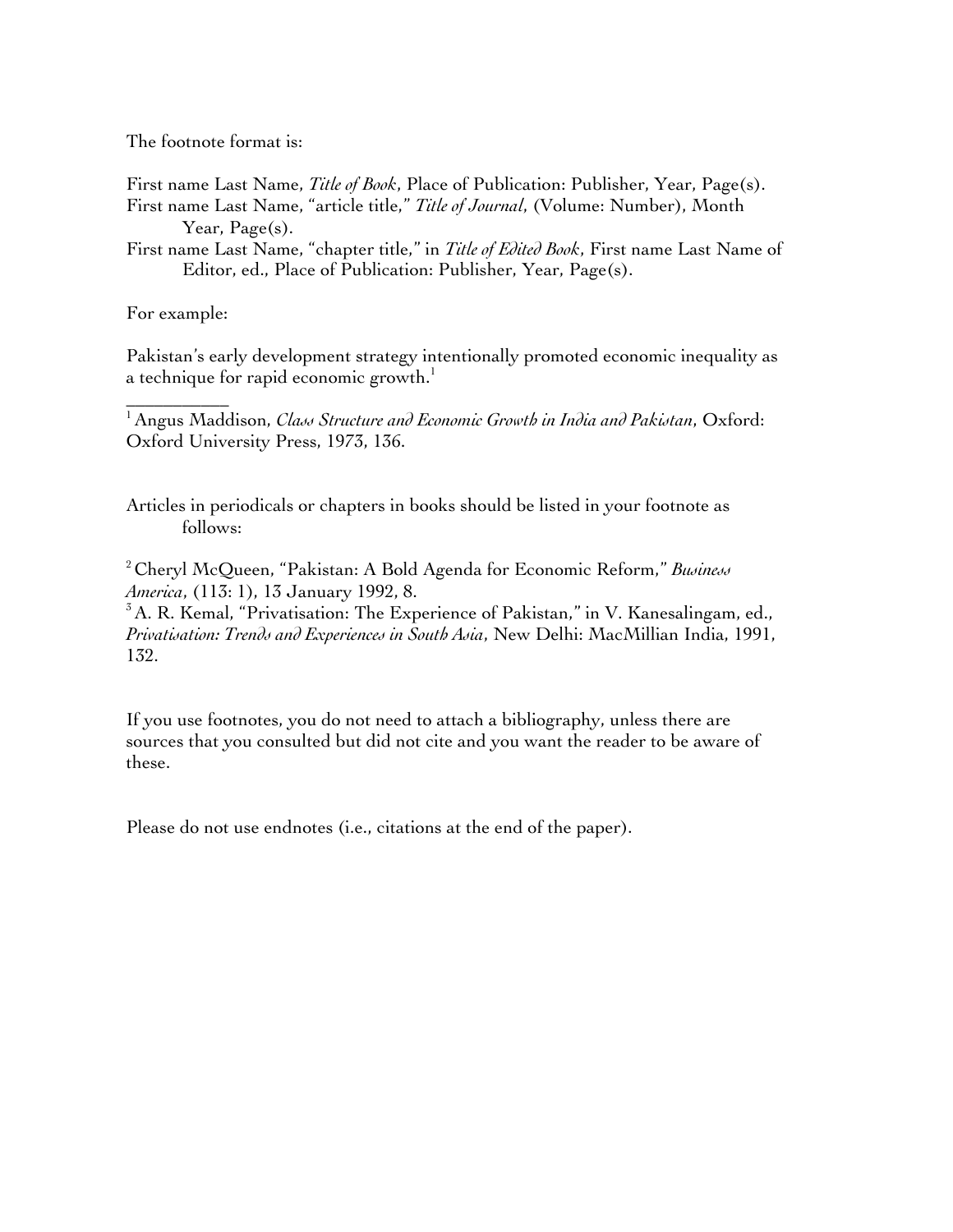The footnote format is:

First name Last Name, *Title of Book*, Place of Publication: Publisher, Year, Page(s).
First name Last Name, "article title," *Title of Journal*, (Volume: Number), Month Year, Page(s).
First name Last Name, "chapter title," in *Title of Edited Book*, First name Last Name of Editor, ed., Place of Publication: Publisher, Year, Page(s).

For example:

Pakistan's early development strategy intentionally promoted economic inequality as a technique for rapid economic growth.[1]

---

[1] Angus Maddison, *Class Structure and Economic Growth in India and Pakistan*, Oxford: Oxford University Press, 1973, 136.

Articles in periodicals or chapters in books should be listed in your footnote as follows:

[2] Cheryl McQueen, "Pakistan: A Bold Agenda for Economic Reform," *Business America*, (113: 1), 13 January 1992, 8.
[3] A. R. Kemal, "Privatisation: The Experience of Pakistan," in V. Kanesalingam, ed., *Privatisation: Trends and Experiences in South Asia*, New Delhi: MacMillian India, 1991, 132.

If you use footnotes, you do not need to attach a bibliography, unless there are sources that you consulted but did not cite and you want the reader to be aware of these.

Please do not use endnotes (i.e., citations at the end of the paper).